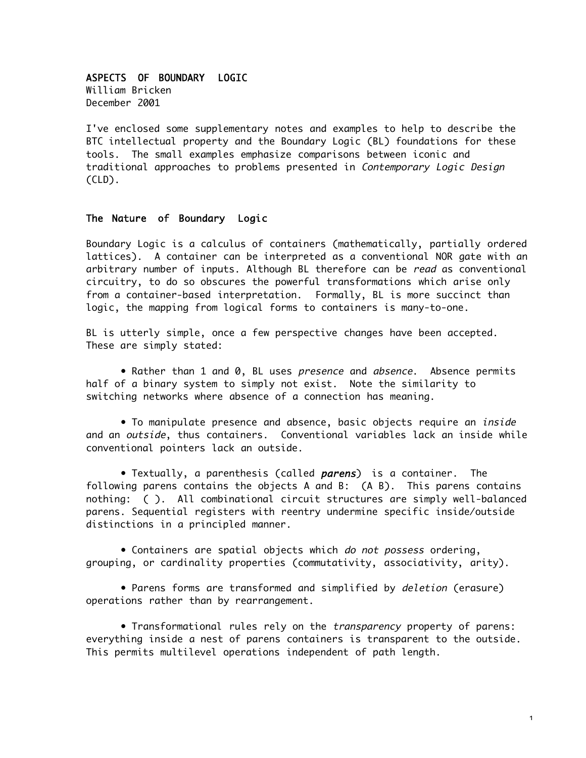# ASPECTS OF BOUNDARY LOGIC

William Bricken
December 2001

I've enclosed some supplementary notes and examples to help to describe the BTC intellectual property and the Boundary Logic (BL) foundations for these tools. The small examples emphasize comparisons between iconic and traditional approaches to problems presented in *Contemporary Logic Design* (CLD).

## The Nature of Boundary Logic

Boundary Logic is a calculus of containers (mathematically, partially ordered lattices). A container can be interpreted as a conventional NOR gate with an arbitrary number of inputs. Although BL therefore can be *read* as conventional circuitry, to do so obscures the powerful transformations which arise only from a container-based interpretation. Formally, BL is more succinct than logic, the mapping from logical forms to containers is many-to-one.

BL is utterly simple, once a few perspective changes have been accepted. These are simply stated:

- Rather than 1 and 0, BL uses *presence* and *absence*. Absence permits half of a binary system to simply not exist. Note the similarity to switching networks where absence of a connection has meaning.

- To manipulate presence and absence, basic objects require an *inside* and an *outside*, thus containers. Conventional variables lack an inside while conventional pointers lack an outside.

- Textually, a parenthesis (called ***parens***) is a container. The following parens contains the objects A and B: (A B). This parens contains nothing: ( ). All combinational circuit structures are simply well-balanced parens. Sequential registers with reentry undermine specific inside/outside distinctions in a principled manner.

- Containers are spatial objects which *do not possess* ordering, grouping, or cardinality properties (commutativity, associativity, arity).

- Parens forms are transformed and simplified by *deletion* (erasure) operations rather than by rearrangement.

- Transformational rules rely on the *transparency* property of parens: everything inside a nest of parens containers is transparent to the outside. This permits multilevel operations independent of path length.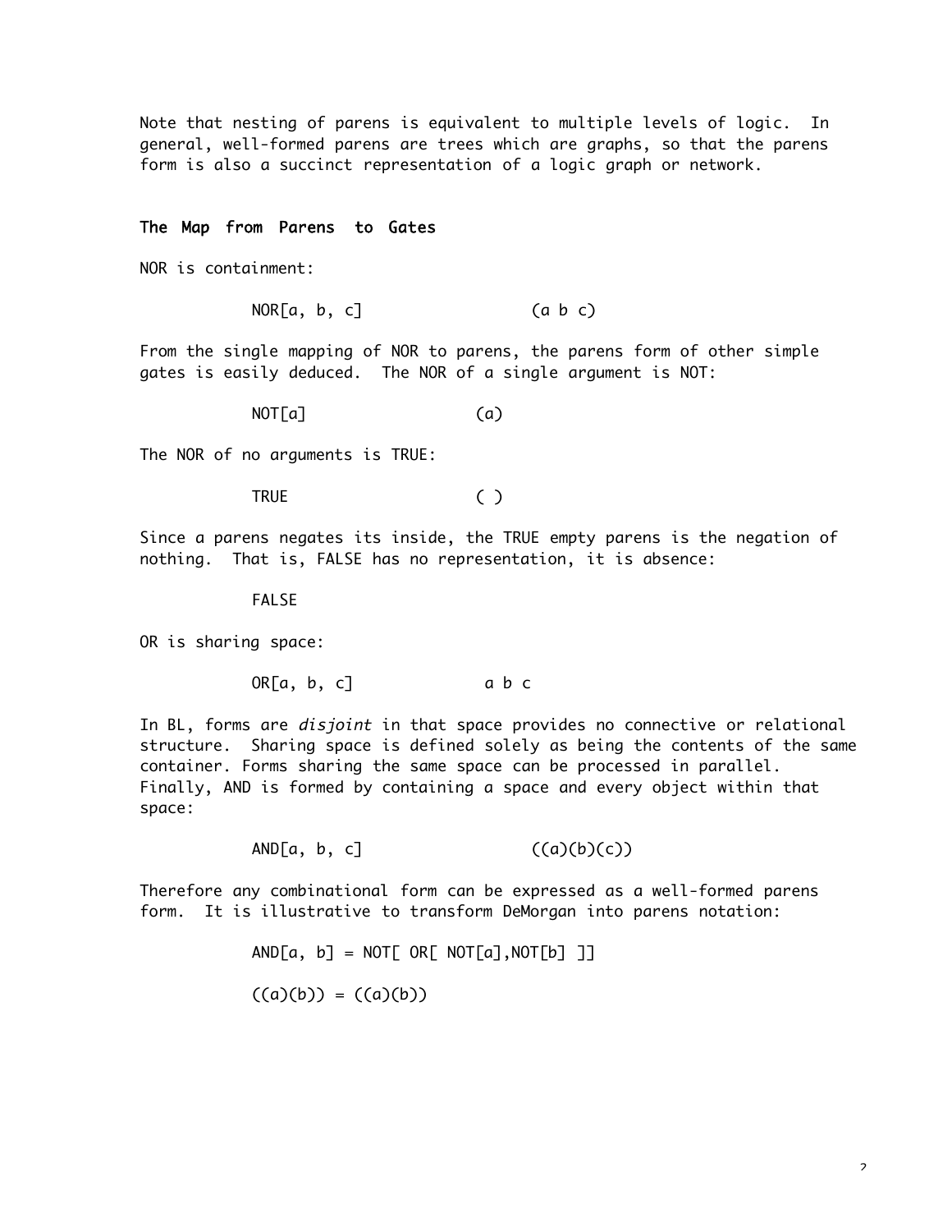Note that nesting of parens is equivalent to multiple levels of logic. In general, well-formed parens are trees which are graphs, so that the parens form is also a succinct representation of a logic graph or network.

### The Map from Parens to Gates

NOR is containment:

```
NOR[a, b, c]            (a b c)
```

From the single mapping of NOR to parens, the parens form of other simple gates is easily deduced. The NOR of a single argument is NOT:

```
NOT[a]            (a)
```

The NOR of no arguments is TRUE:

```
TRUE              ( )
```

Since a parens negates its inside, the TRUE empty parens is the negation of nothing. That is, FALSE has no representation, it is absence:

```
FALSE
```

OR is sharing space:

```
OR[a, b, c]          a b c
```

In BL, forms are *disjoint* in that space provides no connective or relational structure. Sharing space is defined solely as being the contents of the same container. Forms sharing the same space can be processed in parallel. Finally, AND is formed by containing a space and every object within that space:

```
AND[a, b, c]            ((a)(b)(c))
```

Therefore any combinational form can be expressed as a well-formed parens form. It is illustrative to transform DeMorgan into parens notation:

```
AND[a, b] = NOT[ OR[ NOT[a],NOT[b] ]]

((a)(b)) = ((a)(b))
```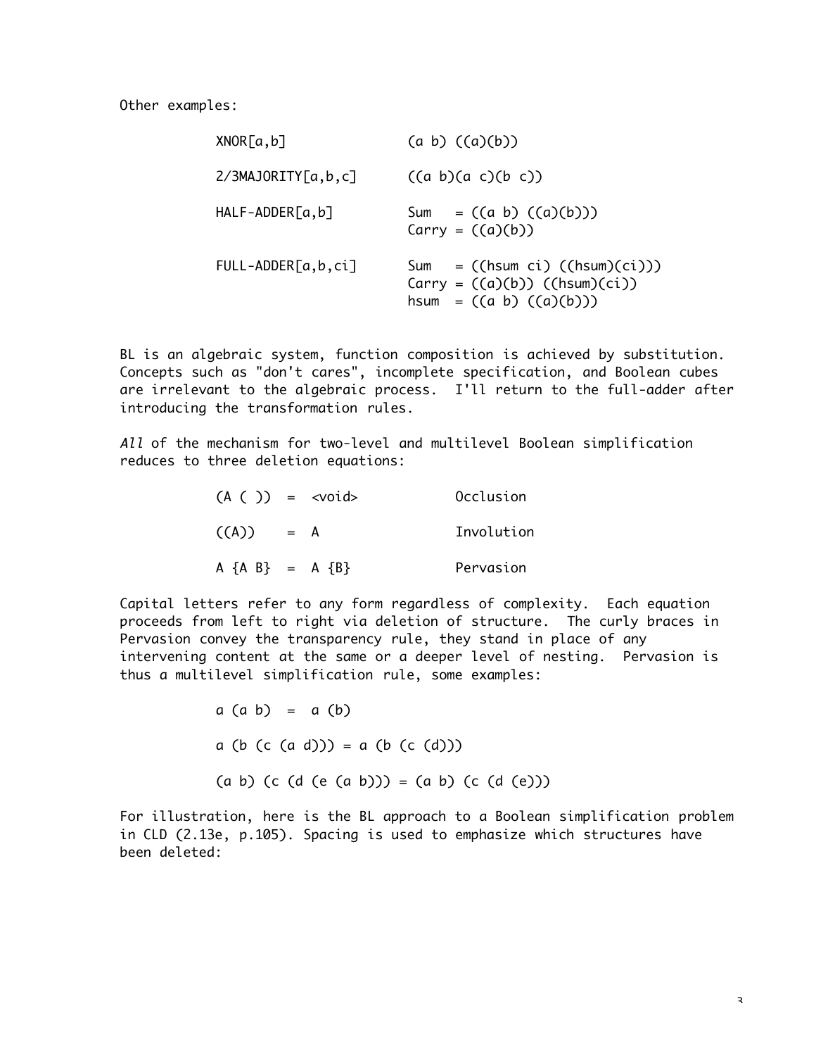Other examples:

```
XNOR[a,b]              (a b) ((a)(b))

2/3MAJORITY[a,b,c]     ((a b)(a c)(b c))

HALF-ADDER[a,b]        Sum   = ((a b) ((a)(b)))
                       Carry = ((a)(b))

FULL-ADDER[a,b,ci]     Sum   = ((hsum ci) ((hsum)(ci)))
                       Carry = ((a)(b)) ((hsum)(ci))
                       hsum  = ((a b) ((a)(b)))
```

BL is an algebraic system, function composition is achieved by substitution. Concepts such as "don't cares", incomplete specification, and Boolean cubes are irrelevant to the algebraic process. I'll return to the full-adder after introducing the transformation rules.

*All* of the mechanism for two-level and multilevel Boolean simplification reduces to three deletion equations:

```
(A ( ))  =  <void>          Occlusion

((A))    =  A               Involution

A {A B}  =  A {B}           Pervasion
```

Capital letters refer to any form regardless of complexity. Each equation proceeds from left to right via deletion of structure. The curly braces in Pervasion convey the transparency rule, they stand in place of any intervening content at the same or a deeper level of nesting. Pervasion is thus a multilevel simplification rule, some examples:

```
a (a b)  =  a (b)

a (b (c (a d))) = a (b (c (d)))

(a b) (c (d (e (a b))) = (a b) (c (d (e)))
```

For illustration, here is the BL approach to a Boolean simplification problem in CLD (2.13e, p.105). Spacing is used to emphasize which structures have been deleted: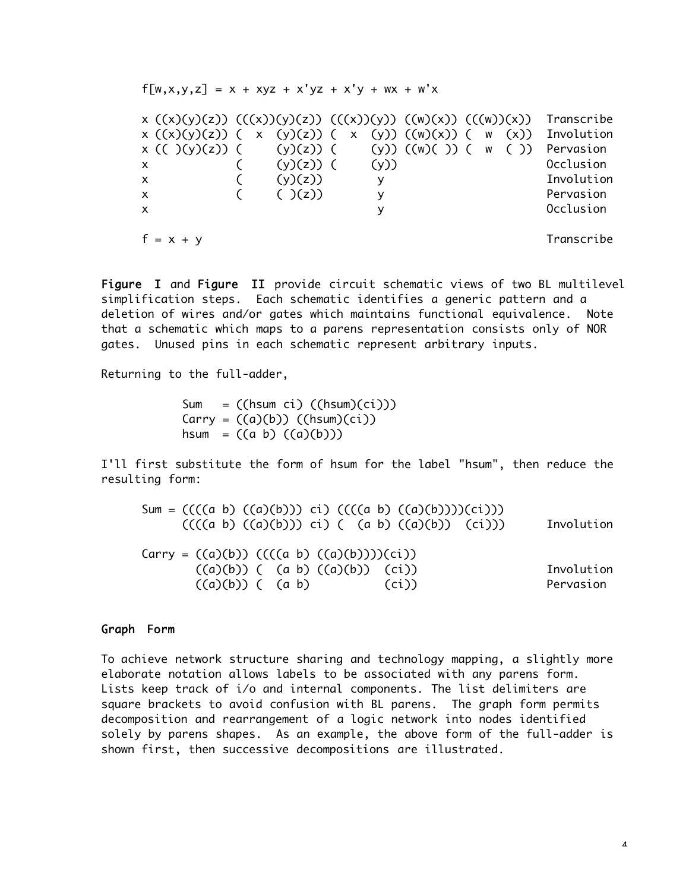```
f[w,x,y,z] = x + xyz + x'yz + x'y + wx + w'x

x ((x)(y)(z)) (((x))(y)(z)) (((x))(y)) ((w)(x)) (((w))(x))  Transcribe
x ((x)(y)(z)) (  x  (y)(z)) (  x  (y)) ((w)(x)) (  w  (x))  Involution
x (( )(y)(z)) (     (y)(z)) (     (y)) ((w)( )) (  w  ( ))  Pervasion
x             (     (y)(z)) (     (y))                      Occlusion
x             (     (y)(z))        y                        Involution
x             (     ( )(z))        y                        Pervasion
x                                  y                        Occlusion

f = x + y                                                   Transcribe
```

Figure I and Figure II provide circuit schematic views of two BL multilevel simplification steps. Each schematic identifies a generic pattern and a deletion of wires and/or gates which maintains functional equivalence. Note that a schematic which maps to a parens representation consists only of NOR gates. Unused pins in each schematic represent arbitrary inputs.

Returning to the full-adder,

```
Sum   = ((hsum ci) ((hsum)(ci)))
Carry = ((a)(b)) ((hsum)(ci))
hsum  = ((a b) ((a)(b)))
```

I'll first substitute the form of hsum for the label "hsum", then reduce the resulting form:

```
Sum = ((((a b) ((a)(b))) ci) ((((a b) ((a)(b))))(ci)))
      ((((a b) ((a)(b))) ci) (  (a b) ((a)(b))  (ci)))      Involution

Carry = ((a)(b)) ((((a b) ((a)(b))))(ci))
        ((a)(b)) (  (a b) ((a)(b))  (ci))                   Involution
        ((a)(b)) (  (a b)           (ci))                   Pervasion
```

### Graph Form

To achieve network structure sharing and technology mapping, a slightly more elaborate notation allows labels to be associated with any parens form. Lists keep track of i/o and internal components. The list delimiters are square brackets to avoid confusion with BL parens. The graph form permits decomposition and rearrangement of a logic network into nodes identified solely by parens shapes. As an example, the above form of the full-adder is shown first, then successive decompositions are illustrated.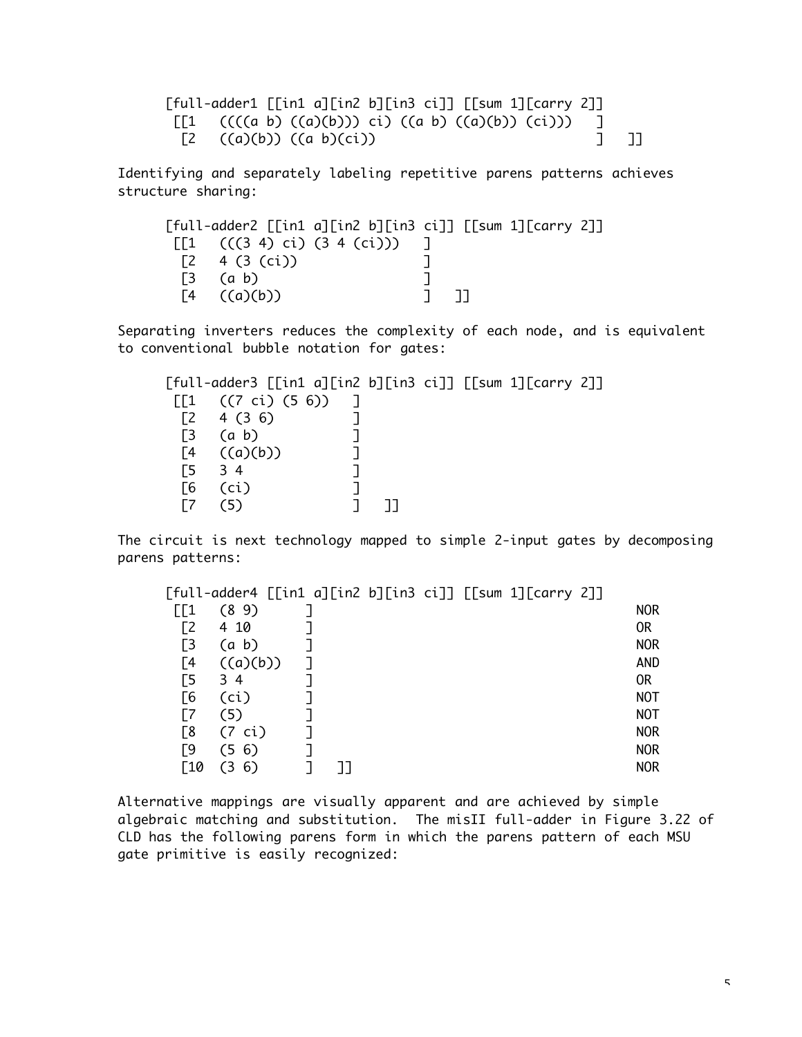```
[full-adder1 [[in1 a][in2 b][in3 ci]] [[sum 1][carry 2]]
 [[1   ((((a b) ((a)(b))) ci) ((a b) ((a)(b)) (ci)))   ]
  [2   ((a)(b)) ((a b)(ci))                            ]   ]]
```

Identifying and separately labeling repetitive parens patterns achieves structure sharing:

```
[full-adder2 [[in1 a][in2 b][in3 ci]] [[sum 1][carry 2]]
 [[1   (((3 4) ci) (3 4 (ci)))   ]
  [2   4 (3 (ci))                ]
  [3   (a b)                     ]
  [4   ((a)(b))                  ]   ]]
```

Separating inverters reduces the complexity of each node, and is equivalent to conventional bubble notation for gates:

```
[full-adder3 [[in1 a][in2 b][in3 ci]] [[sum 1][carry 2]]
 [[1   ((7 ci) (5 6))   ]
  [2   4 (3 6)          ]
  [3   (a b)            ]
  [4   ((a)(b))         ]
  [5   3 4              ]
  [6   (ci)             ]
  [7   (5)              ]   ]]
```

The circuit is next technology mapped to simple 2-input gates by decomposing parens patterns:

```
[full-adder4 [[in1 a][in2 b][in3 ci]] [[sum 1][carry 2]]
 [[1   (8 9)      ]                                         NOR
  [2   4 10       ]                                         OR
  [3   (a b)      ]                                         NOR
  [4   ((a)(b))   ]                                         AND
  [5   3 4        ]                                         OR
  [6   (ci)       ]                                         NOT
  [7   (5)        ]                                         NOT
  [8   (7 ci)     ]                                         NOR
  [9   (5 6)      ]                                         NOR
  [10  (3 6)      ]   ]]                                    NOR
```

Alternative mappings are visually apparent and are achieved by simple algebraic matching and substitution. The misII full-adder in Figure 3.22 of CLD has the following parens form in which the parens pattern of each MSU gate primitive is easily recognized: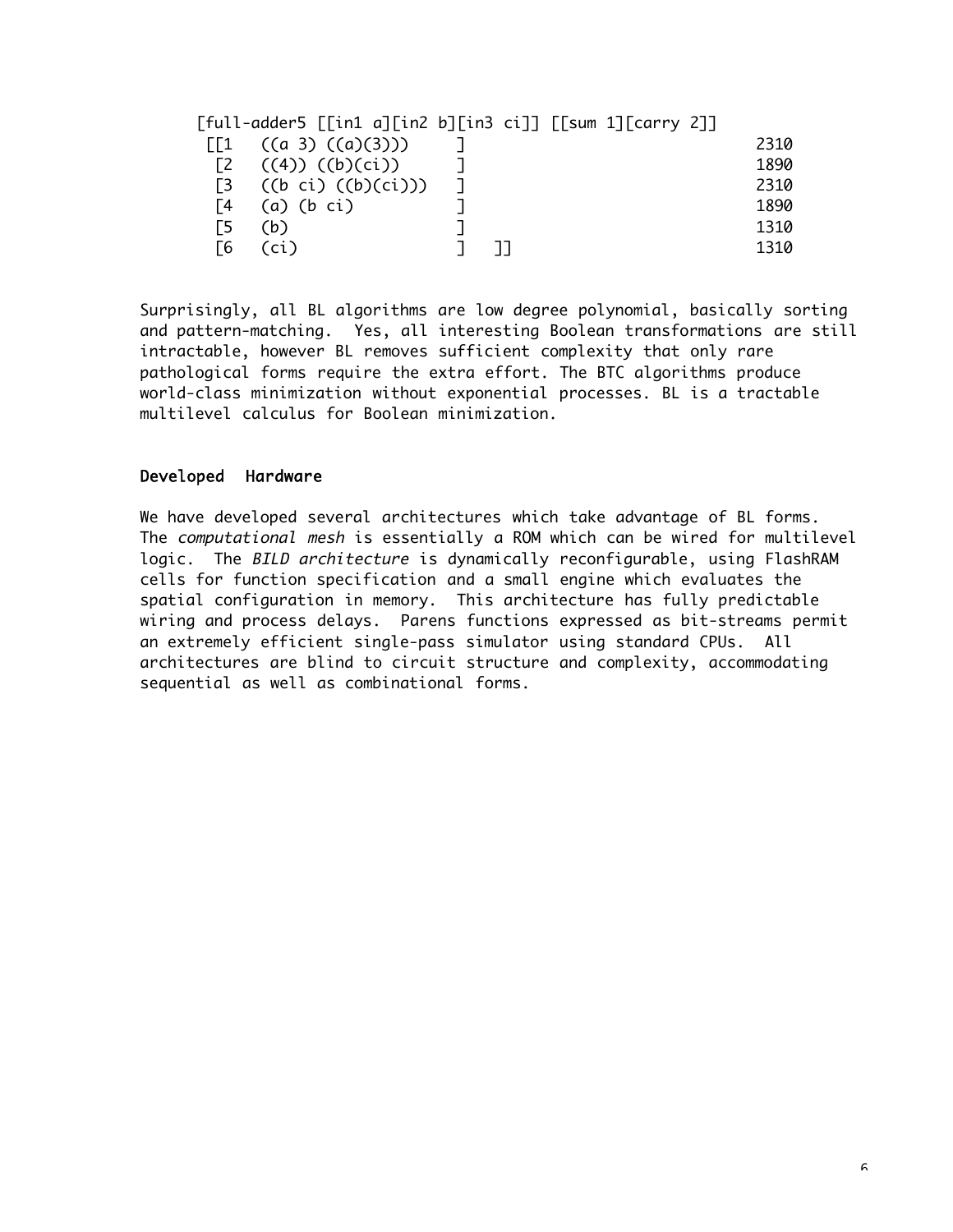```
[full-adder5 [[in1 a][in2 b][in3 ci]] [[sum 1][carry 2]]
 [[1   ((a 3) ((a)(3)))     ]                              2310
  [2   ((4)) ((b)(ci))      ]                              1890
  [3   ((b ci) ((b)(ci)))   ]                              2310
  [4   (a) (b ci)           ]                              1890
  [5   (b)                  ]                              1310
  [6   (ci)                 ]   ]]                         1310
```

Surprisingly, all BL algorithms are low degree polynomial, basically sorting and pattern-matching. Yes, all interesting Boolean transformations are still intractable, however BL removes sufficient complexity that only rare pathological forms require the extra effort. The BTC algorithms produce world-class minimization without exponential processes. BL is a tractable multilevel calculus for Boolean minimization.

### Developed Hardware

We have developed several architectures which take advantage of BL forms. The *computational mesh* is essentially a ROM which can be wired for multilevel logic. The *BILD architecture* is dynamically reconfigurable, using FlashRAM cells for function specification and a small engine which evaluates the spatial configuration in memory. This architecture has fully predictable wiring and process delays. Parens functions expressed as bit-streams permit an extremely efficient single-pass simulator using standard CPUs. All architectures are blind to circuit structure and complexity, accommodating sequential as well as combinational forms.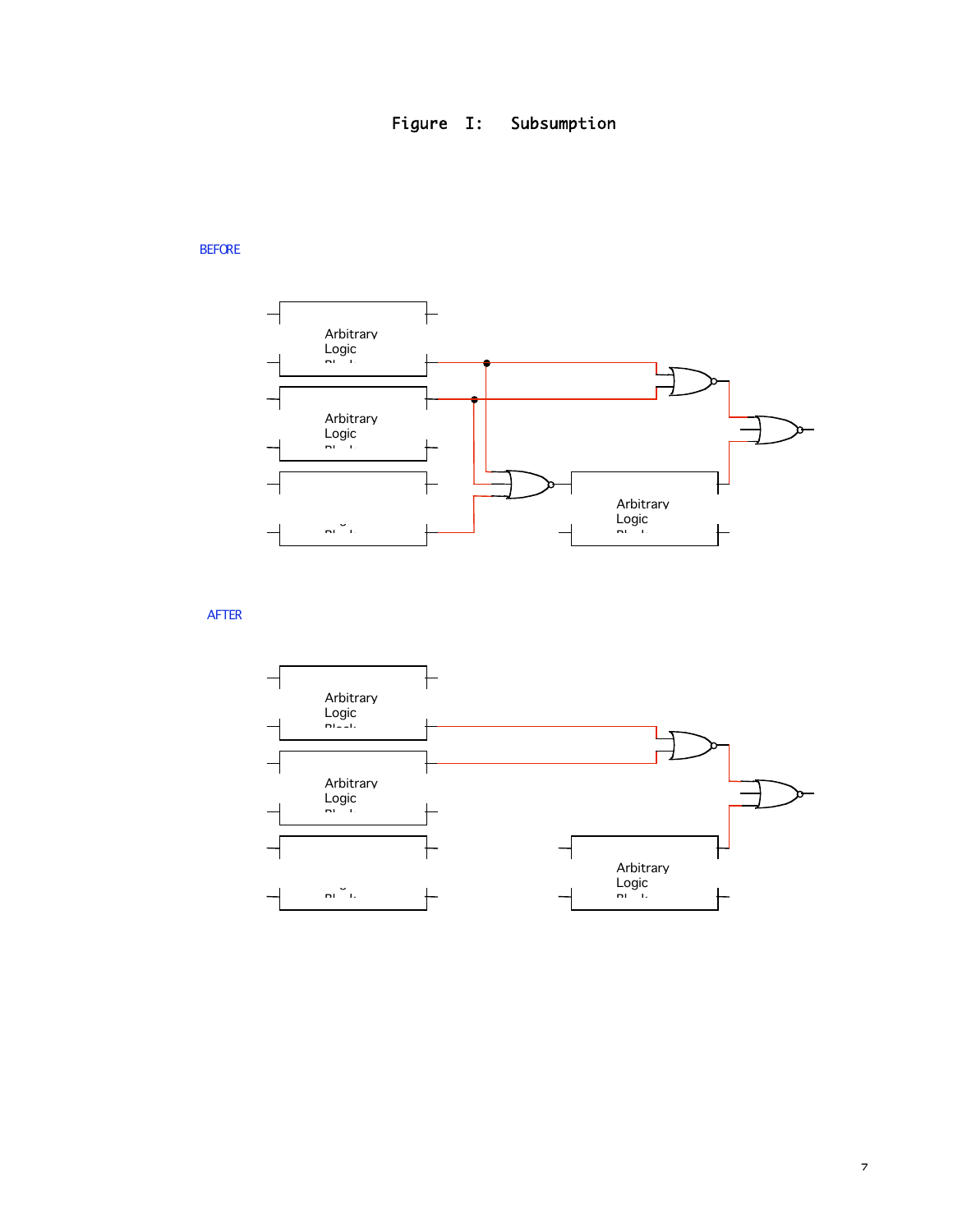# Figure I: Subsumption

BEFORE

Arbitrary Logic Block

Arbitrary Logic Block

Arbitrary Logic Block

Arbitrary Logic Block

AFTER

Arbitrary Logic Block

Arbitrary Logic Block

Arbitrary Logic Block

Arbitrary Logic Block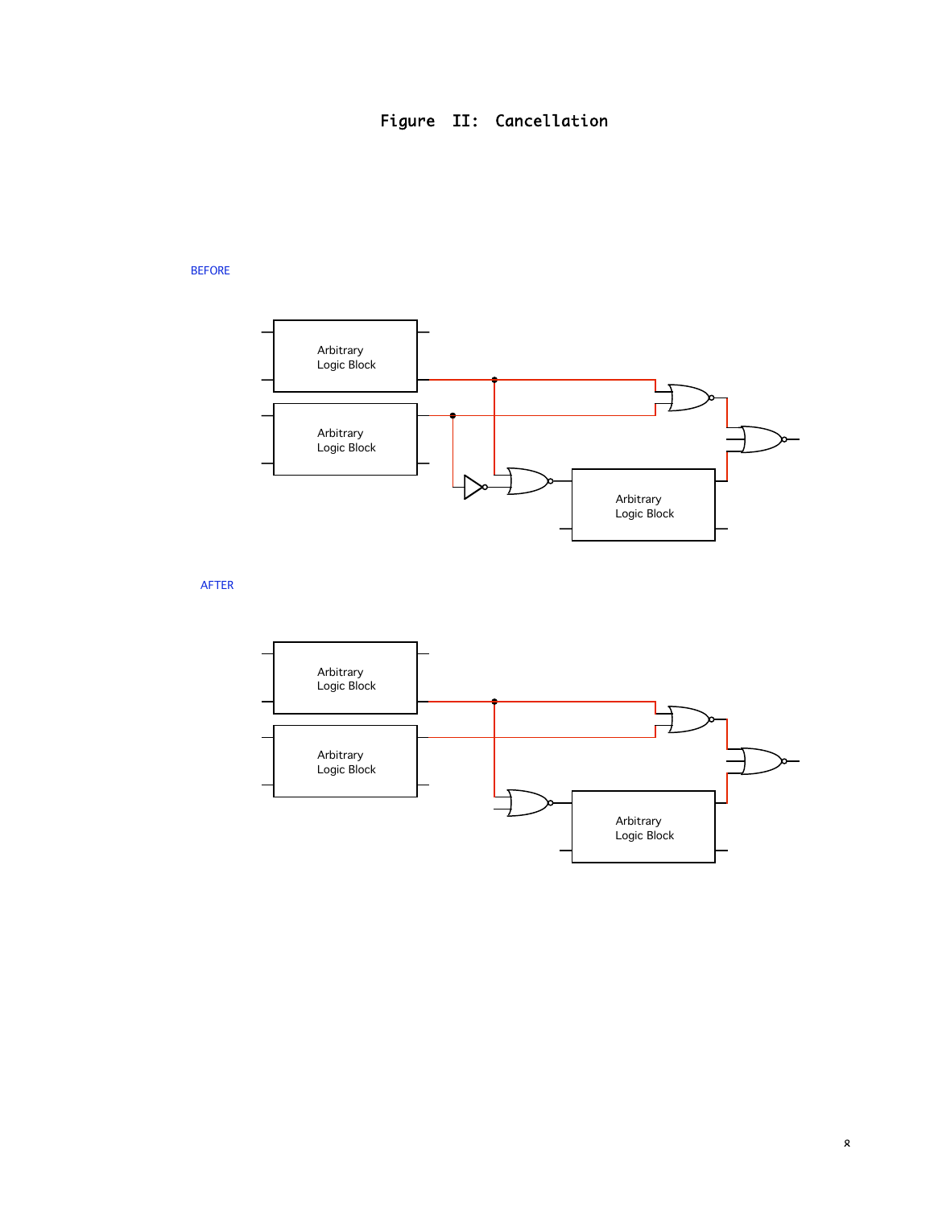# Figure II: Cancellation

BEFORE

Arbitrary Logic Block

Arbitrary Logic Block

Arbitrary Logic Block

AFTER

Arbitrary Logic Block

Arbitrary Logic Block

Arbitrary Logic Block